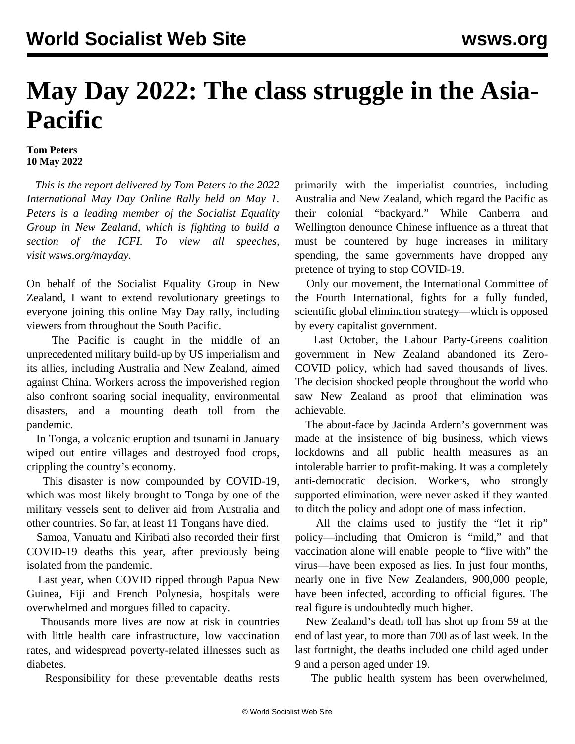# May Day 2022: The class struggle in the Asia-Pacific

**Tom Peters**
**10 May 2022**

*This is the report delivered by Tom Peters to the 2022 International May Day Online Rally held on May 1. Peters is a leading member of the Socialist Equality Group in New Zealand, which is fighting to build a section of the ICFI. To view all speeches, visit wsws.org/mayday.*

On behalf of the Socialist Equality Group in New Zealand, I want to extend revolutionary greetings to everyone joining this online May Day rally, including viewers from throughout the South Pacific.

The Pacific is caught in the middle of an unprecedented military build-up by US imperialism and its allies, including Australia and New Zealand, aimed against China. Workers across the impoverished region also confront soaring social inequality, environmental disasters, and a mounting death toll from the pandemic.

In Tonga, a volcanic eruption and tsunami in January wiped out entire villages and destroyed food crops, crippling the country's economy.

This disaster is now compounded by COVID-19, which was most likely brought to Tonga by one of the military vessels sent to deliver aid from Australia and other countries. So far, at least 11 Tongans have died.

Samoa, Vanuatu and Kiribati also recorded their first COVID-19 deaths this year, after previously being isolated from the pandemic.

Last year, when COVID ripped through Papua New Guinea, Fiji and French Polynesia, hospitals were overwhelmed and morgues filled to capacity.

Thousands more lives are now at risk in countries with little health care infrastructure, low vaccination rates, and widespread poverty-related illnesses such as diabetes.

Responsibility for these preventable deaths rests primarily with the imperialist countries, including Australia and New Zealand, which regard the Pacific as their colonial "backyard." While Canberra and Wellington denounce Chinese influence as a threat that must be countered by huge increases in military spending, the same governments have dropped any pretence of trying to stop COVID-19.

Only our movement, the International Committee of the Fourth International, fights for a fully funded, scientific global elimination strategy—which is opposed by every capitalist government.

Last October, the Labour Party-Greens coalition government in New Zealand abandoned its Zero-COVID policy, which had saved thousands of lives. The decision shocked people throughout the world who saw New Zealand as proof that elimination was achievable.

The about-face by Jacinda Ardern's government was made at the insistence of big business, which views lockdowns and all public health measures as an intolerable barrier to profit-making. It was a completely anti-democratic decision. Workers, who strongly supported elimination, were never asked if they wanted to ditch the policy and adopt one of mass infection.

All the claims used to justify the "let it rip" policy—including that Omicron is "mild," and that vaccination alone will enable people to "live with" the virus—have been exposed as lies. In just four months, nearly one in five New Zealanders, 900,000 people, have been infected, according to official figures. The real figure is undoubtedly much higher.

New Zealand's death toll has shot up from 59 at the end of last year, to more than 700 as of last week. In the last fortnight, the deaths included one child aged under 9 and a person aged under 19.

The public health system has been overwhelmed,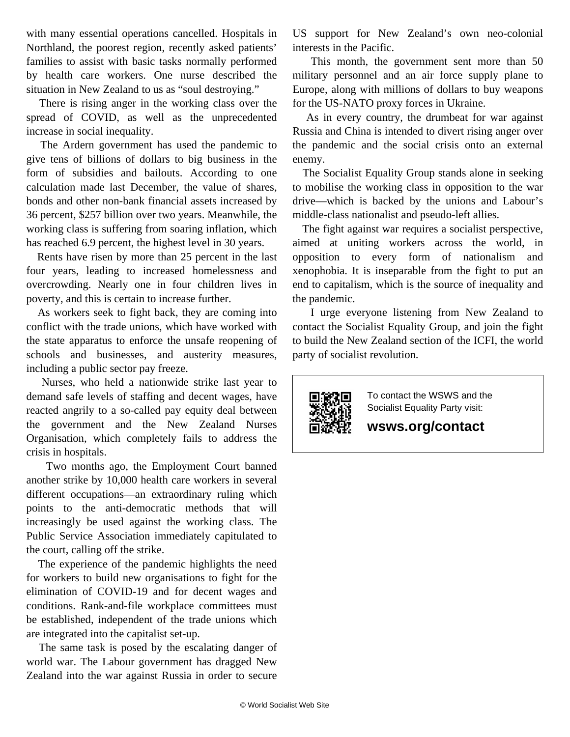with many essential operations cancelled. Hospitals in Northland, the poorest region, recently asked patients' families to assist with basic tasks normally performed by health care workers. One nurse described the situation in New Zealand to us as "soul destroying."

There is rising anger in the working class over the spread of COVID, as well as the unprecedented increase in social inequality.

The Ardern government has used the pandemic to give tens of billions of dollars to big business in the form of subsidies and bailouts. According to one calculation made last December, the value of shares, bonds and other non-bank financial assets increased by 36 percent, $257 billion over two years. Meanwhile, the working class is suffering from soaring inflation, which has reached 6.9 percent, the highest level in 30 years.

Rents have risen by more than 25 percent in the last four years, leading to increased homelessness and overcrowding. Nearly one in four children lives in poverty, and this is certain to increase further.

As workers seek to fight back, they are coming into conflict with the trade unions, which have worked with the state apparatus to enforce the unsafe reopening of schools and businesses, and austerity measures, including a public sector pay freeze.

Nurses, who held a nationwide strike last year to demand safe levels of staffing and decent wages, have reacted angrily to a so-called pay equity deal between the government and the New Zealand Nurses Organisation, which completely fails to address the crisis in hospitals.

Two months ago, the Employment Court banned another strike by 10,000 health care workers in several different occupations—an extraordinary ruling which points to the anti-democratic methods that will increasingly be used against the working class. The Public Service Association immediately capitulated to the court, calling off the strike.

The experience of the pandemic highlights the need for workers to build new organisations to fight for the elimination of COVID-19 and for decent wages and conditions. Rank-and-file workplace committees must be established, independent of the trade unions which are integrated into the capitalist set-up.

The same task is posed by the escalating danger of world war. The Labour government has dragged New Zealand into the war against Russia in order to secure US support for New Zealand's own neo-colonial interests in the Pacific.

This month, the government sent more than 50 military personnel and an air force supply plane to Europe, along with millions of dollars to buy weapons for the US-NATO proxy forces in Ukraine.

As in every country, the drumbeat for war against Russia and China is intended to divert rising anger over the pandemic and the social crisis onto an external enemy.

The Socialist Equality Group stands alone in seeking to mobilise the working class in opposition to the war drive—which is backed by the unions and Labour's middle-class nationalist and pseudo-left allies.

The fight against war requires a socialist perspective, aimed at uniting workers across the world, in opposition to every form of nationalism and xenophobia. It is inseparable from the fight to put an end to capitalism, which is the source of inequality and the pandemic.

I urge everyone listening from New Zealand to contact the Socialist Equality Group, and join the fight to build the New Zealand section of the ICFI, the world party of socialist revolution.

To contact the WSWS and the Socialist Equality Party visit:

**wsws.org/contact**